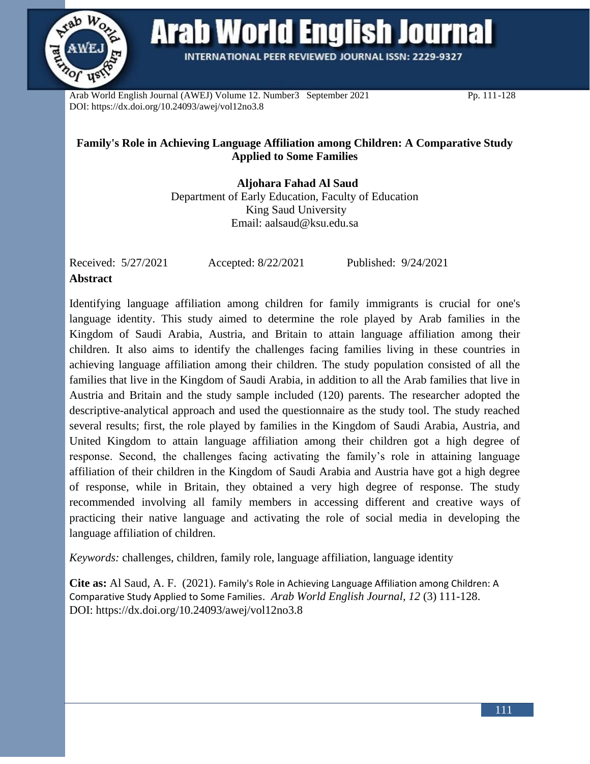# Family's Role in Achieving Language Affiliation among Children: A Comparative Study Applied to Some Families

**Aljohara Fahad Al Saud**
Department of Early Education, Faculty of Education
King Saud University
Email: aalsaud@ksu.edu.sa

Received: 5/27/2021 Accepted: 8/22/2021 Published: 9/24/2021

## Abstract

Identifying language affiliation among children for family immigrants is crucial for one's language identity. This study aimed to determine the role played by Arab families in the Kingdom of Saudi Arabia, Austria, and Britain to attain language affiliation among their children. It also aims to identify the challenges facing families living in these countries in achieving language affiliation among their children. The study population consisted of all the families that live in the Kingdom of Saudi Arabia, in addition to all the Arab families that live in Austria and Britain and the study sample included (120) parents. The researcher adopted the descriptive-analytical approach and used the questionnaire as the study tool. The study reached several results; first, the role played by families in the Kingdom of Saudi Arabia, Austria, and United Kingdom to attain language affiliation among their children got a high degree of response. Second, the challenges facing activating the family's role in attaining language affiliation of their children in the Kingdom of Saudi Arabia and Austria have got a high degree of response, while in Britain, they obtained a very high degree of response. The study recommended involving all family members in accessing different and creative ways of practicing their native language and activating the role of social media in developing the language affiliation of children.

*Keywords:* challenges, children, family role, language affiliation, language identity

**Cite as:** Al Saud, A. F. (2021). Family's Role in Achieving Language Affiliation among Children: A Comparative Study Applied to Some Families. *Arab World English Journal*, *12* (3) 111-128.
DOI: https://dx.doi.org/10.24093/awej/vol12no3.8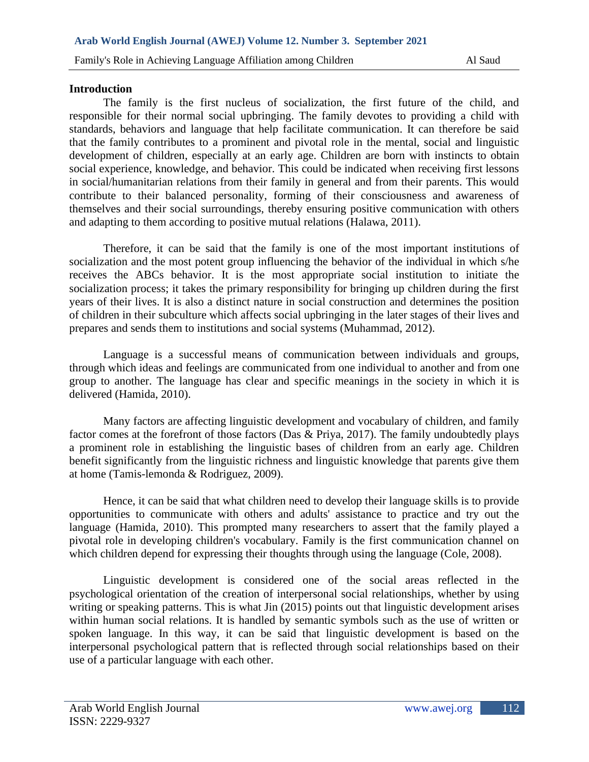## Introduction

The family is the first nucleus of socialization, the first future of the child, and responsible for their normal social upbringing. The family devotes to providing a child with standards, behaviors and language that help facilitate communication. It can therefore be said that the family contributes to a prominent and pivotal role in the mental, social and linguistic development of children, especially at an early age. Children are born with instincts to obtain social experience, knowledge, and behavior. This could be indicated when receiving first lessons in social/humanitarian relations from their family in general and from their parents. This would contribute to their balanced personality, forming of their consciousness and awareness of themselves and their social surroundings, thereby ensuring positive communication with others and adapting to them according to positive mutual relations (Halawa, 2011).

Therefore, it can be said that the family is one of the most important institutions of socialization and the most potent group influencing the behavior of the individual in which s/he receives the ABCs behavior. It is the most appropriate social institution to initiate the socialization process; it takes the primary responsibility for bringing up children during the first years of their lives. It is also a distinct nature in social construction and determines the position of children in their subculture which affects social upbringing in the later stages of their lives and prepares and sends them to institutions and social systems (Muhammad, 2012).

Language is a successful means of communication between individuals and groups, through which ideas and feelings are communicated from one individual to another and from one group to another. The language has clear and specific meanings in the society in which it is delivered (Hamida, 2010).

Many factors are affecting linguistic development and vocabulary of children, and family factor comes at the forefront of those factors (Das & Priya, 2017). The family undoubtedly plays a prominent role in establishing the linguistic bases of children from an early age. Children benefit significantly from the linguistic richness and linguistic knowledge that parents give them at home (Tamis-lemonda & Rodriguez, 2009).

Hence, it can be said that what children need to develop their language skills is to provide opportunities to communicate with others and adults' assistance to practice and try out the language (Hamida, 2010). This prompted many researchers to assert that the family played a pivotal role in developing children's vocabulary. Family is the first communication channel on which children depend for expressing their thoughts through using the language (Cole, 2008).

Linguistic development is considered one of the social areas reflected in the psychological orientation of the creation of interpersonal social relationships, whether by using writing or speaking patterns. This is what Jin (2015) points out that linguistic development arises within human social relations. It is handled by semantic symbols such as the use of written or spoken language. In this way, it can be said that linguistic development is based on the interpersonal psychological pattern that is reflected through social relationships based on their use of a particular language with each other.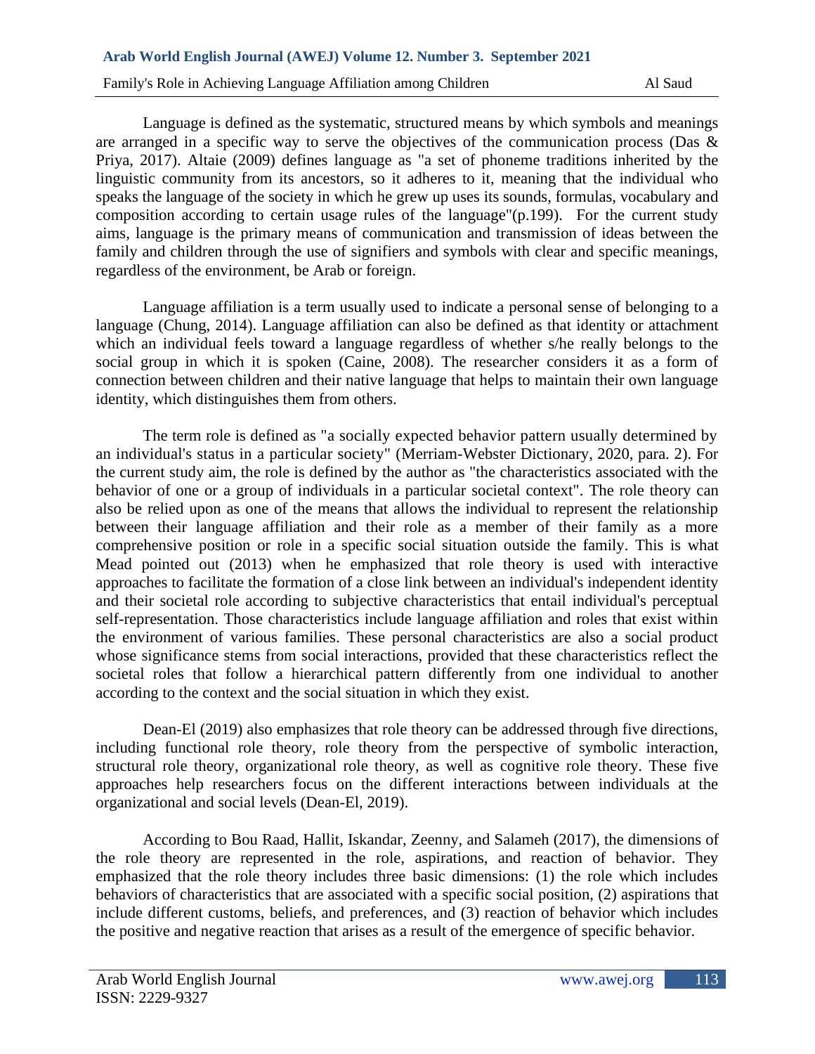Language is defined as the systematic, structured means by which symbols and meanings are arranged in a specific way to serve the objectives of the communication process (Das & Priya, 2017). Altaie (2009) defines language as "a set of phoneme traditions inherited by the linguistic community from its ancestors, so it adheres to it, meaning that the individual who speaks the language of the society in which he grew up uses its sounds, formulas, vocabulary and composition according to certain usage rules of the language"(p.199). For the current study aims, language is the primary means of communication and transmission of ideas between the family and children through the use of signifiers and symbols with clear and specific meanings, regardless of the environment, be Arab or foreign.

Language affiliation is a term usually used to indicate a personal sense of belonging to a language (Chung, 2014). Language affiliation can also be defined as that identity or attachment which an individual feels toward a language regardless of whether s/he really belongs to the social group in which it is spoken (Caine, 2008). The researcher considers it as a form of connection between children and their native language that helps to maintain their own language identity, which distinguishes them from others.

The term role is defined as "a socially expected behavior pattern usually determined by an individual's status in a particular society" (Merriam-Webster Dictionary, 2020, para. 2). For the current study aim, the role is defined by the author as "the characteristics associated with the behavior of one or a group of individuals in a particular societal context". The role theory can also be relied upon as one of the means that allows the individual to represent the relationship between their language affiliation and their role as a member of their family as a more comprehensive position or role in a specific social situation outside the family. This is what Mead pointed out (2013) when he emphasized that role theory is used with interactive approaches to facilitate the formation of a close link between an individual's independent identity and their societal role according to subjective characteristics that entail individual's perceptual self-representation. Those characteristics include language affiliation and roles that exist within the environment of various families. These personal characteristics are also a social product whose significance stems from social interactions, provided that these characteristics reflect the societal roles that follow a hierarchical pattern differently from one individual to another according to the context and the social situation in which they exist.

Dean-El (2019) also emphasizes that role theory can be addressed through five directions, including functional role theory, role theory from the perspective of symbolic interaction, structural role theory, organizational role theory, as well as cognitive role theory. These five approaches help researchers focus on the different interactions between individuals at the organizational and social levels (Dean-El, 2019).

According to Bou Raad, Hallit, Iskandar, Zeenny, and Salameh (2017), the dimensions of the role theory are represented in the role, aspirations, and reaction of behavior. They emphasized that the role theory includes three basic dimensions: (1) the role which includes behaviors of characteristics that are associated with a specific social position, (2) aspirations that include different customs, beliefs, and preferences, and (3) reaction of behavior which includes the positive and negative reaction that arises as a result of the emergence of specific behavior.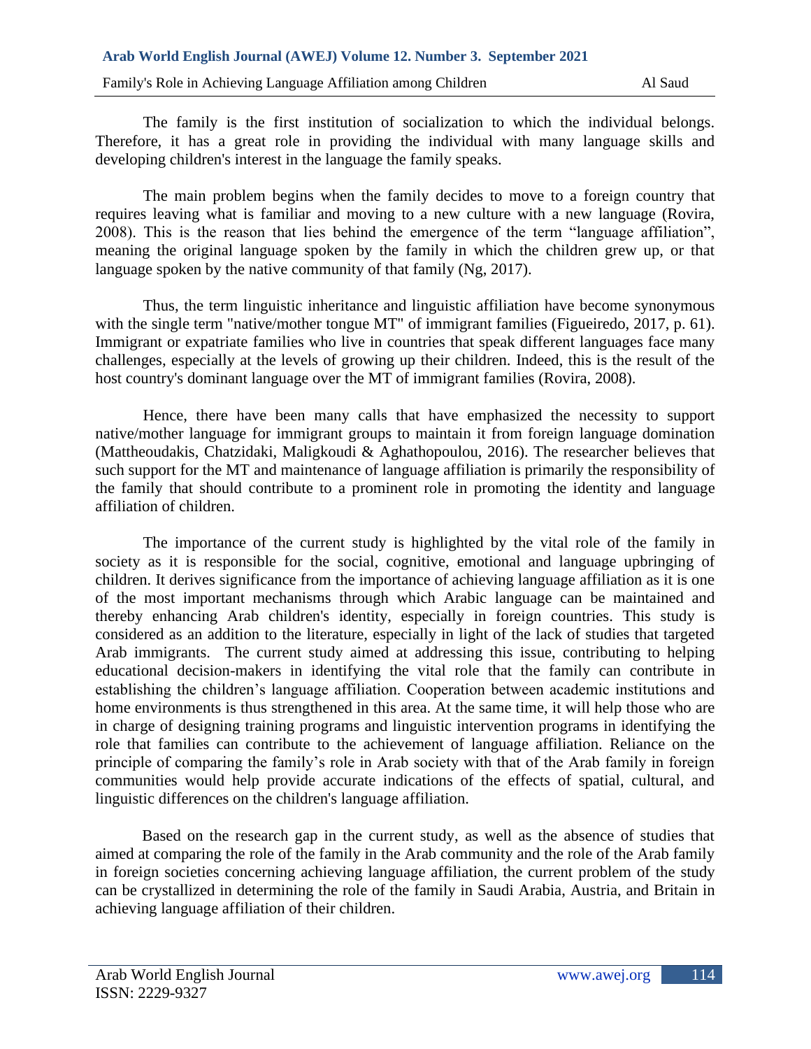The family is the first institution of socialization to which the individual belongs. Therefore, it has a great role in providing the individual with many language skills and developing children's interest in the language the family speaks.

The main problem begins when the family decides to move to a foreign country that requires leaving what is familiar and moving to a new culture with a new language (Rovira, 2008). This is the reason that lies behind the emergence of the term "language affiliation", meaning the original language spoken by the family in which the children grew up, or that language spoken by the native community of that family (Ng, 2017).

Thus, the term linguistic inheritance and linguistic affiliation have become synonymous with the single term "native/mother tongue MT" of immigrant families (Figueiredo, 2017, p. 61). Immigrant or expatriate families who live in countries that speak different languages face many challenges, especially at the levels of growing up their children. Indeed, this is the result of the host country's dominant language over the MT of immigrant families (Rovira, 2008).

Hence, there have been many calls that have emphasized the necessity to support native/mother language for immigrant groups to maintain it from foreign language domination (Mattheoudakis, Chatzidaki, Maligkoudi & Aghathopoulou, 2016). The researcher believes that such support for the MT and maintenance of language affiliation is primarily the responsibility of the family that should contribute to a prominent role in promoting the identity and language affiliation of children.

The importance of the current study is highlighted by the vital role of the family in society as it is responsible for the social, cognitive, emotional and language upbringing of children. It derives significance from the importance of achieving language affiliation as it is one of the most important mechanisms through which Arabic language can be maintained and thereby enhancing Arab children's identity, especially in foreign countries. This study is considered as an addition to the literature, especially in light of the lack of studies that targeted Arab immigrants. The current study aimed at addressing this issue, contributing to helping educational decision-makers in identifying the vital role that the family can contribute in establishing the children's language affiliation. Cooperation between academic institutions and home environments is thus strengthened in this area. At the same time, it will help those who are in charge of designing training programs and linguistic intervention programs in identifying the role that families can contribute to the achievement of language affiliation. Reliance on the principle of comparing the family's role in Arab society with that of the Arab family in foreign communities would help provide accurate indications of the effects of spatial, cultural, and linguistic differences on the children's language affiliation.

Based on the research gap in the current study, as well as the absence of studies that aimed at comparing the role of the family in the Arab community and the role of the Arab family in foreign societies concerning achieving language affiliation, the current problem of the study can be crystallized in determining the role of the family in Saudi Arabia, Austria, and Britain in achieving language affiliation of their children.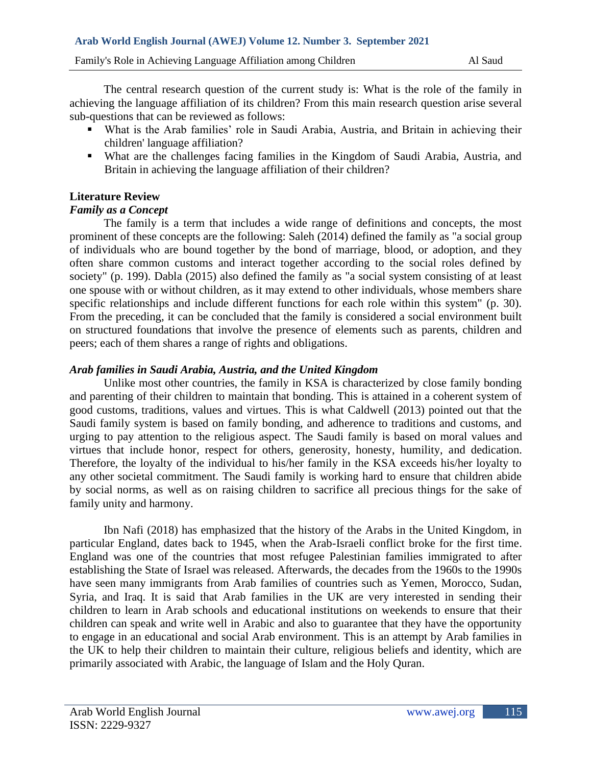The central research question of the current study is: What is the role of the family in achieving the language affiliation of its children? From this main research question arise several sub-questions that can be reviewed as follows:

- What is the Arab families' role in Saudi Arabia, Austria, and Britain in achieving their children' language affiliation?
- What are the challenges facing families in the Kingdom of Saudi Arabia, Austria, and Britain in achieving the language affiliation of their children?

## Literature Review

### *Family as a Concept*

The family is a term that includes a wide range of definitions and concepts, the most prominent of these concepts are the following: Saleh (2014) defined the family as "a social group of individuals who are bound together by the bond of marriage, blood, or adoption, and they often share common customs and interact together according to the social roles defined by society" (p. 199). Dabla (2015) also defined the family as "a social system consisting of at least one spouse with or without children, as it may extend to other individuals, whose members share specific relationships and include different functions for each role within this system" (p. 30). From the preceding, it can be concluded that the family is considered a social environment built on structured foundations that involve the presence of elements such as parents, children and peers; each of them shares a range of rights and obligations.

### *Arab families in Saudi Arabia, Austria, and the United Kingdom*

Unlike most other countries, the family in KSA is characterized by close family bonding and parenting of their children to maintain that bonding. This is attained in a coherent system of good customs, traditions, values and virtues. This is what Caldwell (2013) pointed out that the Saudi family system is based on family bonding, and adherence to traditions and customs, and urging to pay attention to the religious aspect. The Saudi family is based on moral values and virtues that include honor, respect for others, generosity, honesty, humility, and dedication. Therefore, the loyalty of the individual to his/her family in the KSA exceeds his/her loyalty to any other societal commitment. The Saudi family is working hard to ensure that children abide by social norms, as well as on raising children to sacrifice all precious things for the sake of family unity and harmony.

Ibn Nafi (2018) has emphasized that the history of the Arabs in the United Kingdom, in particular England, dates back to 1945, when the Arab-Israeli conflict broke for the first time. England was one of the countries that most refugee Palestinian families immigrated to after establishing the State of Israel was released. Afterwards, the decades from the 1960s to the 1990s have seen many immigrants from Arab families of countries such as Yemen, Morocco, Sudan, Syria, and Iraq. It is said that Arab families in the UK are very interested in sending their children to learn in Arab schools and educational institutions on weekends to ensure that their children can speak and write well in Arabic and also to guarantee that they have the opportunity to engage in an educational and social Arab environment. This is an attempt by Arab families in the UK to help their children to maintain their culture, religious beliefs and identity, which are primarily associated with Arabic, the language of Islam and the Holy Quran.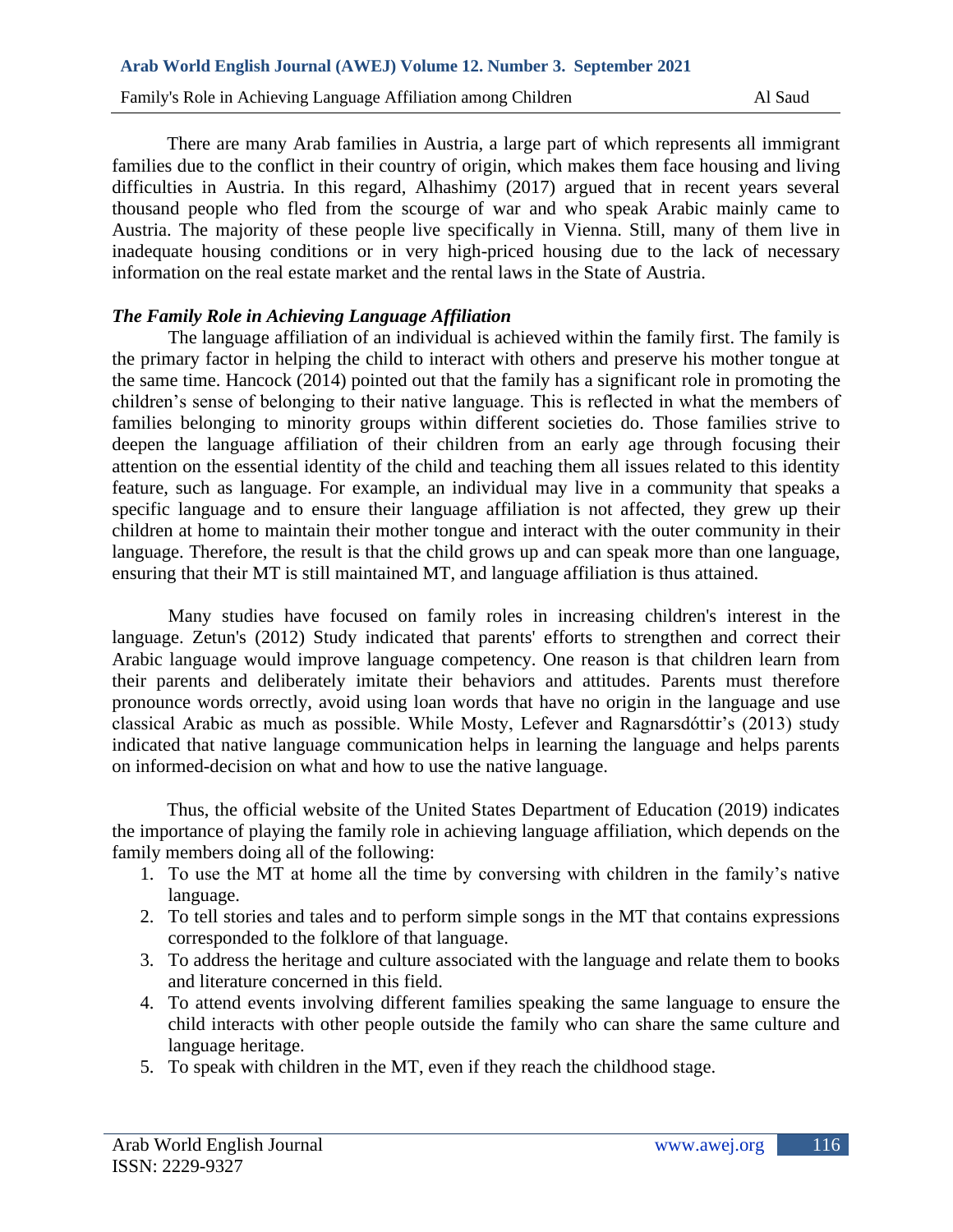There are many Arab families in Austria, a large part of which represents all immigrant families due to the conflict in their country of origin, which makes them face housing and living difficulties in Austria. In this regard, Alhashimy (2017) argued that in recent years several thousand people who fled from the scourge of war and who speak Arabic mainly came to Austria. The majority of these people live specifically in Vienna. Still, many of them live in inadequate housing conditions or in very high-priced housing due to the lack of necessary information on the real estate market and the rental laws in the State of Austria.

### *The Family Role in Achieving Language Affiliation*

The language affiliation of an individual is achieved within the family first. The family is the primary factor in helping the child to interact with others and preserve his mother tongue at the same time. Hancock (2014) pointed out that the family has a significant role in promoting the children's sense of belonging to their native language. This is reflected in what the members of families belonging to minority groups within different societies do. Those families strive to deepen the language affiliation of their children from an early age through focusing their attention on the essential identity of the child and teaching them all issues related to this identity feature, such as language. For example, an individual may live in a community that speaks a specific language and to ensure their language affiliation is not affected, they grew up their children at home to maintain their mother tongue and interact with the outer community in their language. Therefore, the result is that the child grows up and can speak more than one language, ensuring that their MT is still maintained MT, and language affiliation is thus attained.

Many studies have focused on family roles in increasing children's interest in the language. Zetun's (2012) Study indicated that parents' efforts to strengthen and correct their Arabic language would improve language competency. One reason is that children learn from their parents and deliberately imitate their behaviors and attitudes. Parents must therefore pronounce words orrectly, avoid using loan words that have no origin in the language and use classical Arabic as much as possible. While Mosty, Lefever and Ragnarsdóttir's (2013) study indicated that native language communication helps in learning the language and helps parents on informed-decision on what and how to use the native language.

Thus, the official website of the United States Department of Education (2019) indicates the importance of playing the family role in achieving language affiliation, which depends on the family members doing all of the following:

1. To use the MT at home all the time by conversing with children in the family's native language.
2. To tell stories and tales and to perform simple songs in the MT that contains expressions corresponded to the folklore of that language.
3. To address the heritage and culture associated with the language and relate them to books and literature concerned in this field.
4. To attend events involving different families speaking the same language to ensure the child interacts with other people outside the family who can share the same culture and language heritage.
5. To speak with children in the MT, even if they reach the childhood stage.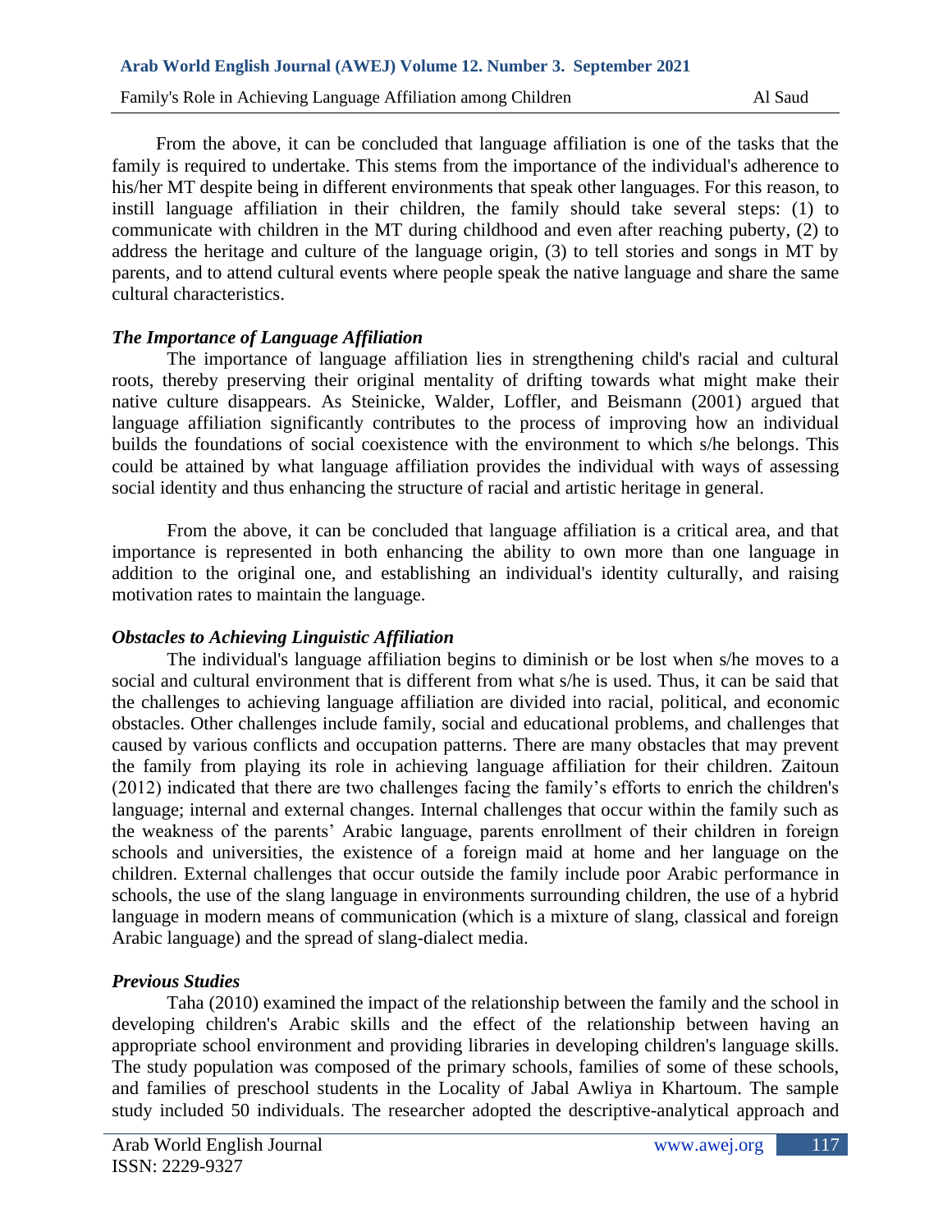From the above, it can be concluded that language affiliation is one of the tasks that the family is required to undertake. This stems from the importance of the individual's adherence to his/her MT despite being in different environments that speak other languages. For this reason, to instill language affiliation in their children, the family should take several steps: (1) to communicate with children in the MT during childhood and even after reaching puberty, (2) to address the heritage and culture of the language origin, (3) to tell stories and songs in MT by parents, and to attend cultural events where people speak the native language and share the same cultural characteristics.

### *The Importance of Language Affiliation*

The importance of language affiliation lies in strengthening child's racial and cultural roots, thereby preserving their original mentality of drifting towards what might make their native culture disappears. As Steinicke, Walder, Loffler, and Beismann (2001) argued that language affiliation significantly contributes to the process of improving how an individual builds the foundations of social coexistence with the environment to which s/he belongs. This could be attained by what language affiliation provides the individual with ways of assessing social identity and thus enhancing the structure of racial and artistic heritage in general.

From the above, it can be concluded that language affiliation is a critical area, and that importance is represented in both enhancing the ability to own more than one language in addition to the original one, and establishing an individual's identity culturally, and raising motivation rates to maintain the language.

### *Obstacles to Achieving Linguistic Affiliation*

The individual's language affiliation begins to diminish or be lost when s/he moves to a social and cultural environment that is different from what s/he is used. Thus, it can be said that the challenges to achieving language affiliation are divided into racial, political, and economic obstacles. Other challenges include family, social and educational problems, and challenges that caused by various conflicts and occupation patterns. There are many obstacles that may prevent the family from playing its role in achieving language affiliation for their children. Zaitoun (2012) indicated that there are two challenges facing the family's efforts to enrich the children's language; internal and external changes. Internal challenges that occur within the family such as the weakness of the parents' Arabic language, parents enrollment of their children in foreign schools and universities, the existence of a foreign maid at home and her language on the children. External challenges that occur outside the family include poor Arabic performance in schools, the use of the slang language in environments surrounding children, the use of a hybrid language in modern means of communication (which is a mixture of slang, classical and foreign Arabic language) and the spread of slang-dialect media.

### *Previous Studies*

Taha (2010) examined the impact of the relationship between the family and the school in developing children's Arabic skills and the effect of the relationship between having an appropriate school environment and providing libraries in developing children's language skills. The study population was composed of the primary schools, families of some of these schools, and families of preschool students in the Locality of Jabal Awliya in Khartoum. The sample study included 50 individuals. The researcher adopted the descriptive-analytical approach and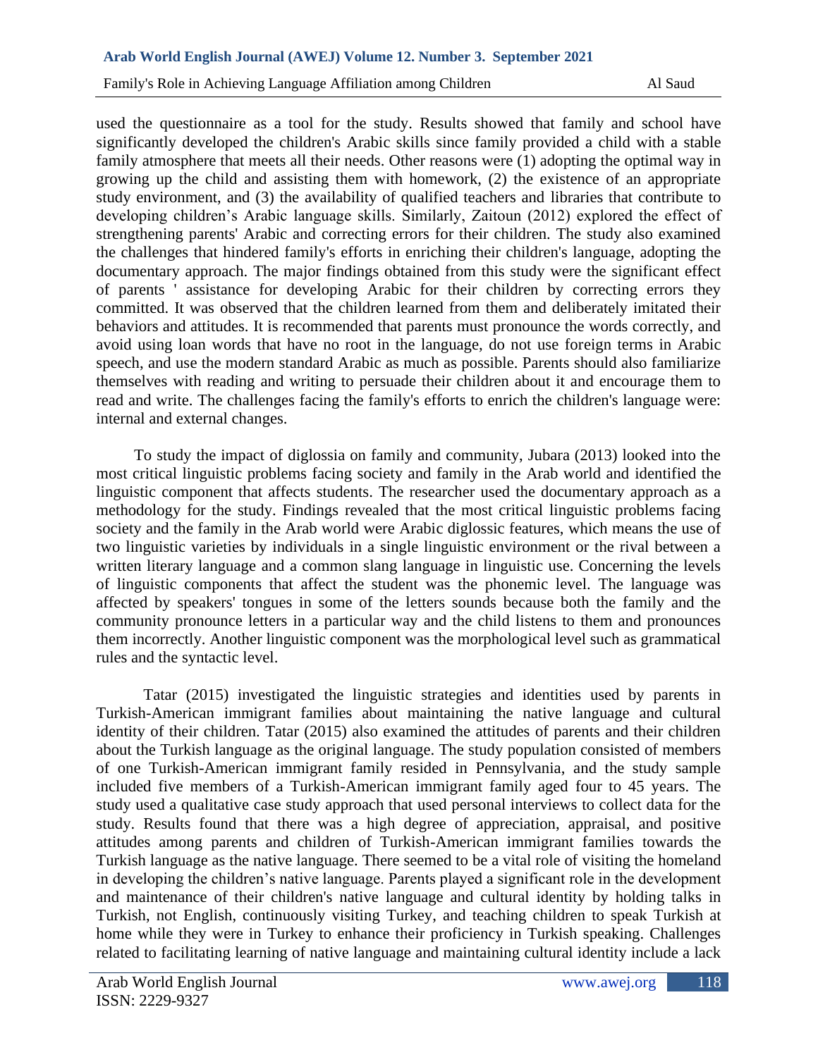used the questionnaire as a tool for the study. Results showed that family and school have significantly developed the children's Arabic skills since family provided a child with a stable family atmosphere that meets all their needs. Other reasons were (1) adopting the optimal way in growing up the child and assisting them with homework, (2) the existence of an appropriate study environment, and (3) the availability of qualified teachers and libraries that contribute to developing children's Arabic language skills. Similarly, Zaitoun (2012) explored the effect of strengthening parents' Arabic and correcting errors for their children. The study also examined the challenges that hindered family's efforts in enriching their children's language, adopting the documentary approach. The major findings obtained from this study were the significant effect of parents ' assistance for developing Arabic for their children by correcting errors they committed. It was observed that the children learned from them and deliberately imitated their behaviors and attitudes. It is recommended that parents must pronounce the words correctly, and avoid using loan words that have no root in the language, do not use foreign terms in Arabic speech, and use the modern standard Arabic as much as possible. Parents should also familiarize themselves with reading and writing to persuade their children about it and encourage them to read and write. The challenges facing the family's efforts to enrich the children's language were: internal and external changes.

To study the impact of diglossia on family and community, Jubara (2013) looked into the most critical linguistic problems facing society and family in the Arab world and identified the linguistic component that affects students. The researcher used the documentary approach as a methodology for the study. Findings revealed that the most critical linguistic problems facing society and the family in the Arab world were Arabic diglossic features, which means the use of two linguistic varieties by individuals in a single linguistic environment or the rival between a written literary language and a common slang language in linguistic use. Concerning the levels of linguistic components that affect the student was the phonemic level. The language was affected by speakers' tongues in some of the letters sounds because both the family and the community pronounce letters in a particular way and the child listens to them and pronounces them incorrectly. Another linguistic component was the morphological level such as grammatical rules and the syntactic level.

Tatar (2015) investigated the linguistic strategies and identities used by parents in Turkish-American immigrant families about maintaining the native language and cultural identity of their children. Tatar (2015) also examined the attitudes of parents and their children about the Turkish language as the original language. The study population consisted of members of one Turkish-American immigrant family resided in Pennsylvania, and the study sample included five members of a Turkish-American immigrant family aged four to 45 years. The study used a qualitative case study approach that used personal interviews to collect data for the study. Results found that there was a high degree of appreciation, appraisal, and positive attitudes among parents and children of Turkish-American immigrant families towards the Turkish language as the native language. There seemed to be a vital role of visiting the homeland in developing the children's native language. Parents played a significant role in the development and maintenance of their children's native language and cultural identity by holding talks in Turkish, not English, continuously visiting Turkey, and teaching children to speak Turkish at home while they were in Turkey to enhance their proficiency in Turkish speaking. Challenges related to facilitating learning of native language and maintaining cultural identity include a lack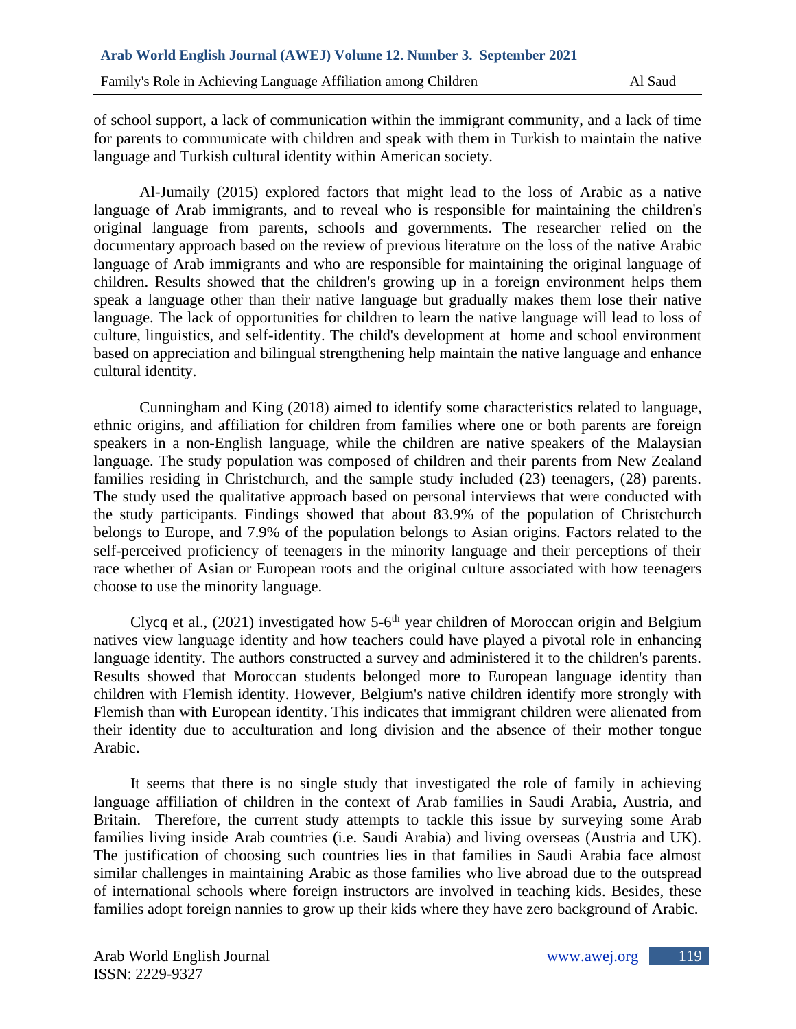of school support, a lack of communication within the immigrant community, and a lack of time for parents to communicate with children and speak with them in Turkish to maintain the native language and Turkish cultural identity within American society.

Al-Jumaily (2015) explored factors that might lead to the loss of Arabic as a native language of Arab immigrants, and to reveal who is responsible for maintaining the children's original language from parents, schools and governments. The researcher relied on the documentary approach based on the review of previous literature on the loss of the native Arabic language of Arab immigrants and who are responsible for maintaining the original language of children. Results showed that the children's growing up in a foreign environment helps them speak a language other than their native language but gradually makes them lose their native language. The lack of opportunities for children to learn the native language will lead to loss of culture, linguistics, and self-identity. The child's development at home and school environment based on appreciation and bilingual strengthening help maintain the native language and enhance cultural identity.

Cunningham and King (2018) aimed to identify some characteristics related to language, ethnic origins, and affiliation for children from families where one or both parents are foreign speakers in a non-English language, while the children are native speakers of the Malaysian language. The study population was composed of children and their parents from New Zealand families residing in Christchurch, and the sample study included (23) teenagers, (28) parents. The study used the qualitative approach based on personal interviews that were conducted with the study participants. Findings showed that about 83.9% of the population of Christchurch belongs to Europe, and 7.9% of the population belongs to Asian origins. Factors related to the self-perceived proficiency of teenagers in the minority language and their perceptions of their race whether of Asian or European roots and the original culture associated with how teenagers choose to use the minority language.

Clycq et al., (2021) investigated how 5-6th year children of Moroccan origin and Belgium natives view language identity and how teachers could have played a pivotal role in enhancing language identity. The authors constructed a survey and administered it to the children's parents. Results showed that Moroccan students belonged more to European language identity than children with Flemish identity. However, Belgium's native children identify more strongly with Flemish than with European identity. This indicates that immigrant children were alienated from their identity due to acculturation and long division and the absence of their mother tongue Arabic.

It seems that there is no single study that investigated the role of family in achieving language affiliation of children in the context of Arab families in Saudi Arabia, Austria, and Britain. Therefore, the current study attempts to tackle this issue by surveying some Arab families living inside Arab countries (i.e. Saudi Arabia) and living overseas (Austria and UK). The justification of choosing such countries lies in that families in Saudi Arabia face almost similar challenges in maintaining Arabic as those families who live abroad due to the outspread of international schools where foreign instructors are involved in teaching kids. Besides, these families adopt foreign nannies to grow up their kids where they have zero background of Arabic.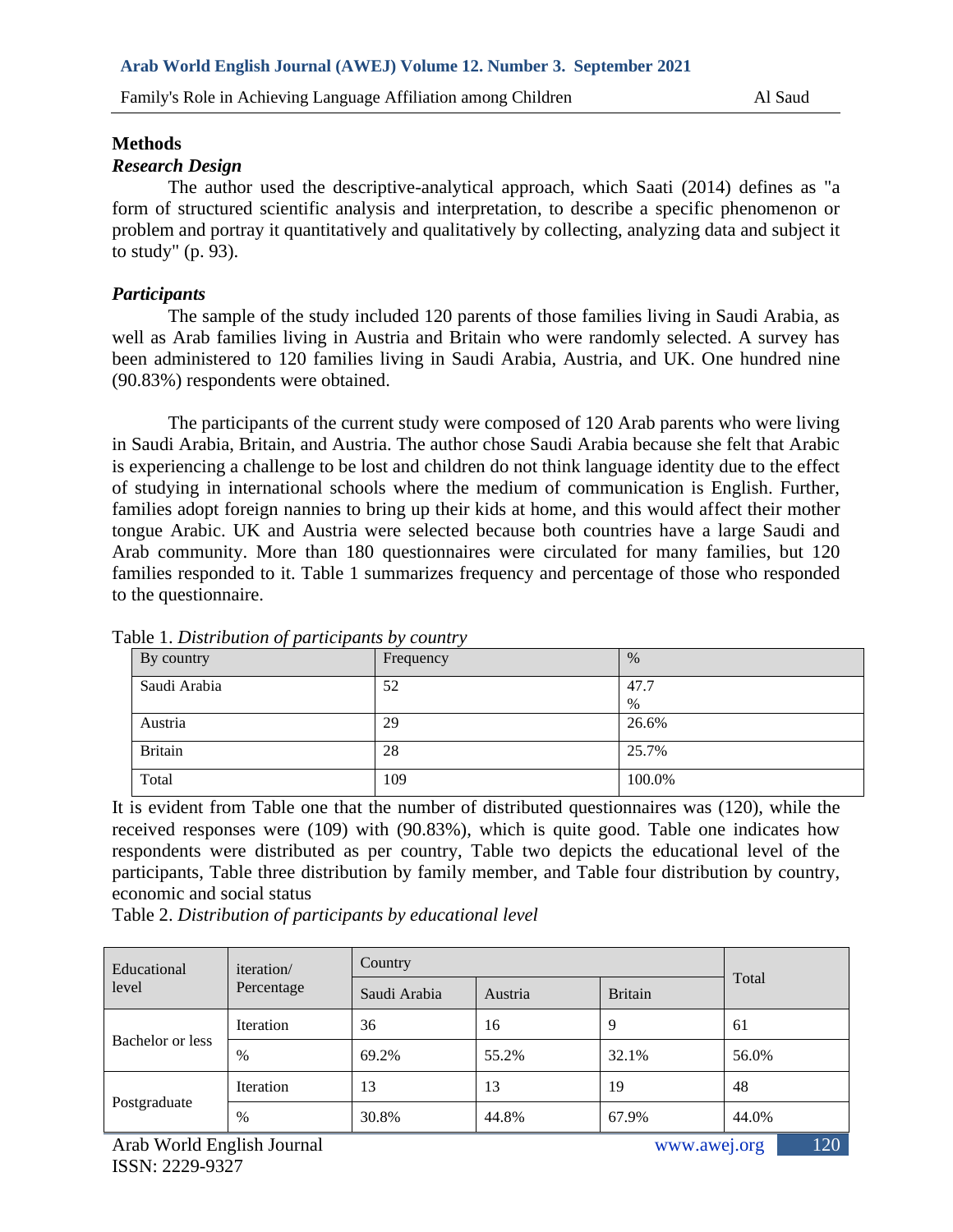## Methods

### *Research Design*

The author used the descriptive-analytical approach, which Saati (2014) defines as "a form of structured scientific analysis and interpretation, to describe a specific phenomenon or problem and portray it quantitatively and qualitatively by collecting, analyzing data and subject it to study" (p. 93).

### *Participants*

The sample of the study included 120 parents of those families living in Saudi Arabia, as well as Arab families living in Austria and Britain who were randomly selected. A survey has been administered to 120 families living in Saudi Arabia, Austria, and UK. One hundred nine (90.83%) respondents were obtained.

The participants of the current study were composed of 120 Arab parents who were living in Saudi Arabia, Britain, and Austria. The author chose Saudi Arabia because she felt that Arabic is experiencing a challenge to be lost and children do not think language identity due to the effect of studying in international schools where the medium of communication is English. Further, families adopt foreign nannies to bring up their kids at home, and this would affect their mother tongue Arabic. UK and Austria were selected because both countries have a large Saudi and Arab community. More than 180 questionnaires were circulated for many families, but 120 families responded to it. Table 1 summarizes frequency and percentage of those who responded to the questionnaire.

Table 1. *Distribution of participants by country*

| By country | Frequency | % |
|---|---|---|
| Saudi Arabia | 52 | 47.7 % |
| Austria | 29 | 26.6% |
| Britain | 28 | 25.7% |
| Total | 109 | 100.0% |

It is evident from Table one that the number of distributed questionnaires was (120), while the received responses were (109) with (90.83%), which is quite good. Table one indicates how respondents were distributed as per country, Table two depicts the educational level of the participants, Table three distribution by family member, and Table four distribution by country, economic and social status

Table 2. *Distribution of participants by educational level*

| Educational level | iteration/ Percentage | Country | | | Total |
|---|---|---|---|---|---|
| | | Saudi Arabia | Austria | Britain | |
| Bachelor or less | Iteration | 36 | 16 | 9 | 61 |
| | % | 69.2% | 55.2% | 32.1% | 56.0% |
| Postgraduate | Iteration | 13 | 13 | 19 | 48 |
| | % | 30.8% | 44.8% | 67.9% | 44.0% |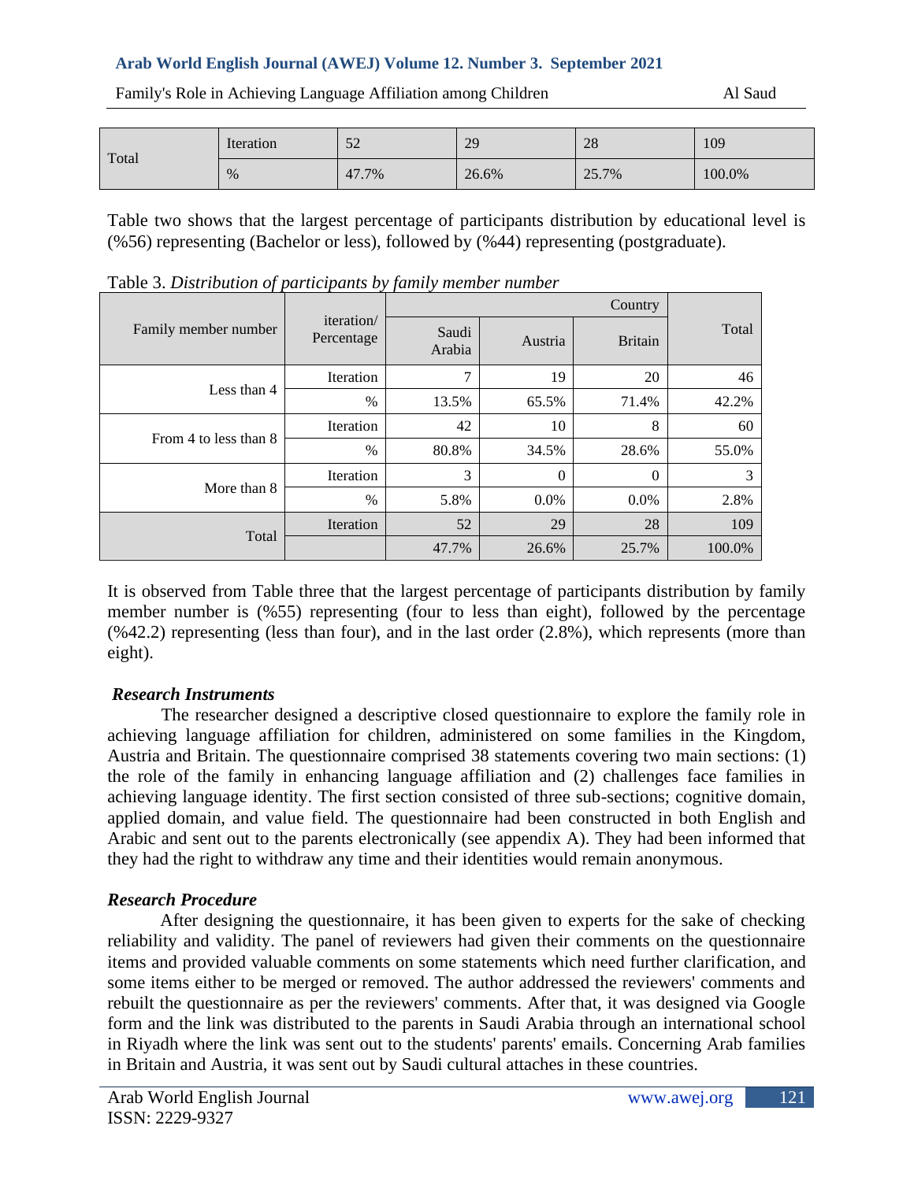| Total | Iteration | 52 | 29 | 28 | 109 |
|---|---|---|---|---|---|
| | % | 47.7% | 26.6% | 25.7% | 100.0% |

Table two shows that the largest percentage of participants distribution by educational level is (%56) representing (Bachelor or less), followed by (%44) representing (postgraduate).

Table 3. *Distribution of participants by family member number*

| Family member number | iteration/ Percentage | Country | | | Total |
|---|---|---|---|---|---|
| | | Saudi Arabia | Austria | Britain | |
| Less than 4 | Iteration | 7 | 19 | 20 | 46 |
| | % | 13.5% | 65.5% | 71.4% | 42.2% |
| From 4 to less than 8 | Iteration | 42 | 10 | 8 | 60 |
| | % | 80.8% | 34.5% | 28.6% | 55.0% |
| More than 8 | Iteration | 3 | 0 | 0 | 3 |
| | % | 5.8% | 0.0% | 0.0% | 2.8% |
| Total | Iteration | 52 | 29 | 28 | 109 |
| | | 47.7% | 26.6% | 25.7% | 100.0% |

It is observed from Table three that the largest percentage of participants distribution by family member number is (%55) representing (four to less than eight), followed by the percentage (%42.2) representing (less than four), and in the last order (2.8%), which represents (more than eight).

### *Research Instruments*

The researcher designed a descriptive closed questionnaire to explore the family role in achieving language affiliation for children, administered on some families in the Kingdom, Austria and Britain. The questionnaire comprised 38 statements covering two main sections: (1) the role of the family in enhancing language affiliation and (2) challenges face families in achieving language identity. The first section consisted of three sub-sections; cognitive domain, applied domain, and value field. The questionnaire had been constructed in both English and Arabic and sent out to the parents electronically (see appendix A). They had been informed that they had the right to withdraw any time and their identities would remain anonymous.

### *Research Procedure*

After designing the questionnaire, it has been given to experts for the sake of checking reliability and validity. The panel of reviewers had given their comments on the questionnaire items and provided valuable comments on some statements which need further clarification, and some items either to be merged or removed. The author addressed the reviewers' comments and rebuilt the questionnaire as per the reviewers' comments. After that, it was designed via Google form and the link was distributed to the parents in Saudi Arabia through an international school in Riyadh where the link was sent out to the students' parents' emails. Concerning Arab families in Britain and Austria, it was sent out by Saudi cultural attaches in these countries.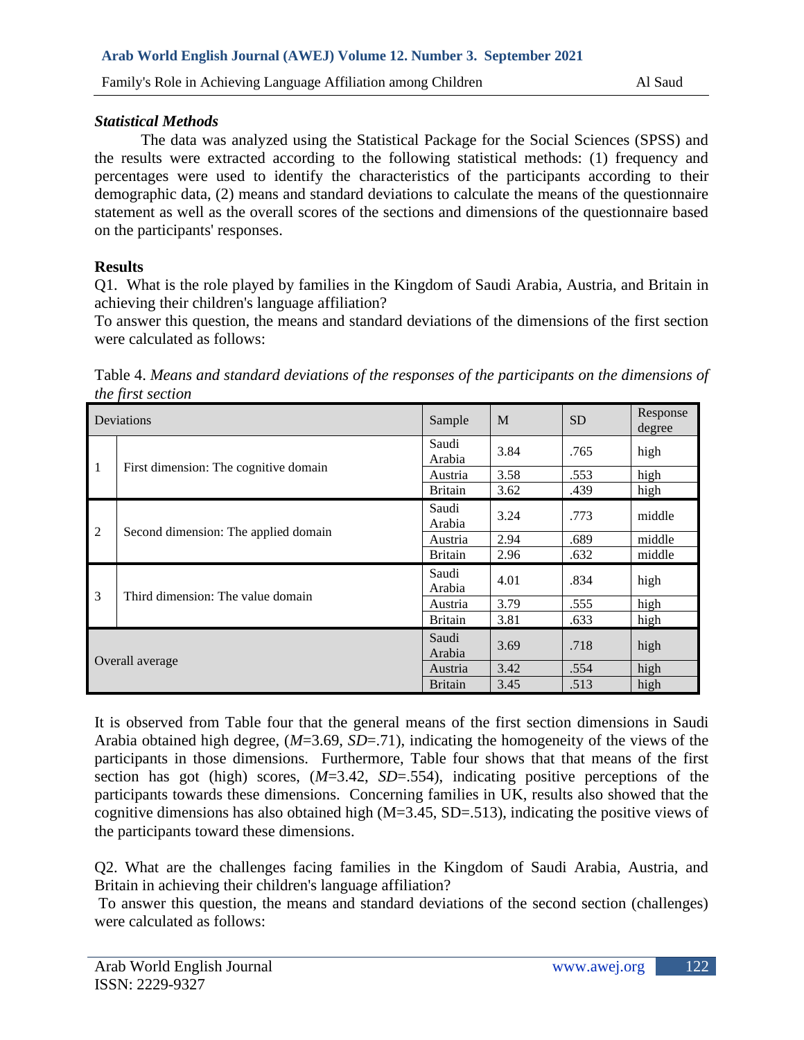### *Statistical Methods*

The data was analyzed using the Statistical Package for the Social Sciences (SPSS) and the results were extracted according to the following statistical methods: (1) frequency and percentages were used to identify the characteristics of the participants according to their demographic data, (2) means and standard deviations to calculate the means of the questionnaire statement as well as the overall scores of the sections and dimensions of the questionnaire based on the participants' responses.

### **Results**

Q1. What is the role played by families in the Kingdom of Saudi Arabia, Austria, and Britain in achieving their children's language affiliation?

To answer this question, the means and standard deviations of the dimensions of the first section were calculated as follows:

Table 4. *Means and standard deviations of the responses of the participants on the dimensions of the first section*

| Deviations | | Sample | M | SD | Response degree |
|---|---|---|---|---|---|
| 1 | First dimension: The cognitive domain | Saudi Arabia | 3.84 | .765 | high |
| | | Austria | 3.58 | .553 | high |
| | | Britain | 3.62 | .439 | high |
| 2 | Second dimension: The applied domain | Saudi Arabia | 3.24 | .773 | middle |
| | | Austria | 2.94 | .689 | middle |
| | | Britain | 2.96 | .632 | middle |
| 3 | Third dimension: The value domain | Saudi Arabia | 4.01 | .834 | high |
| | | Austria | 3.79 | .555 | high |
| | | Britain | 3.81 | .633 | high |
| Overall average | | Saudi Arabia | 3.69 | .718 | high |
| | | Austria | 3.42 | .554 | high |
| | | Britain | 3.45 | .513 | high |

It is observed from Table four that the general means of the first section dimensions in Saudi Arabia obtained high degree, (*M*=3.69, *SD*=.71), indicating the homogeneity of the views of the participants in those dimensions. Furthermore, Table four shows that that means of the first section has got (high) scores, (*M*=3.42, *SD*=.554), indicating positive perceptions of the participants towards these dimensions. Concerning families in UK, results also showed that the cognitive dimensions has also obtained high (M=3.45, SD=.513), indicating the positive views of the participants toward these dimensions.

Q2. What are the challenges facing families in the Kingdom of Saudi Arabia, Austria, and Britain in achieving their children's language affiliation?

To answer this question, the means and standard deviations of the second section (challenges) were calculated as follows: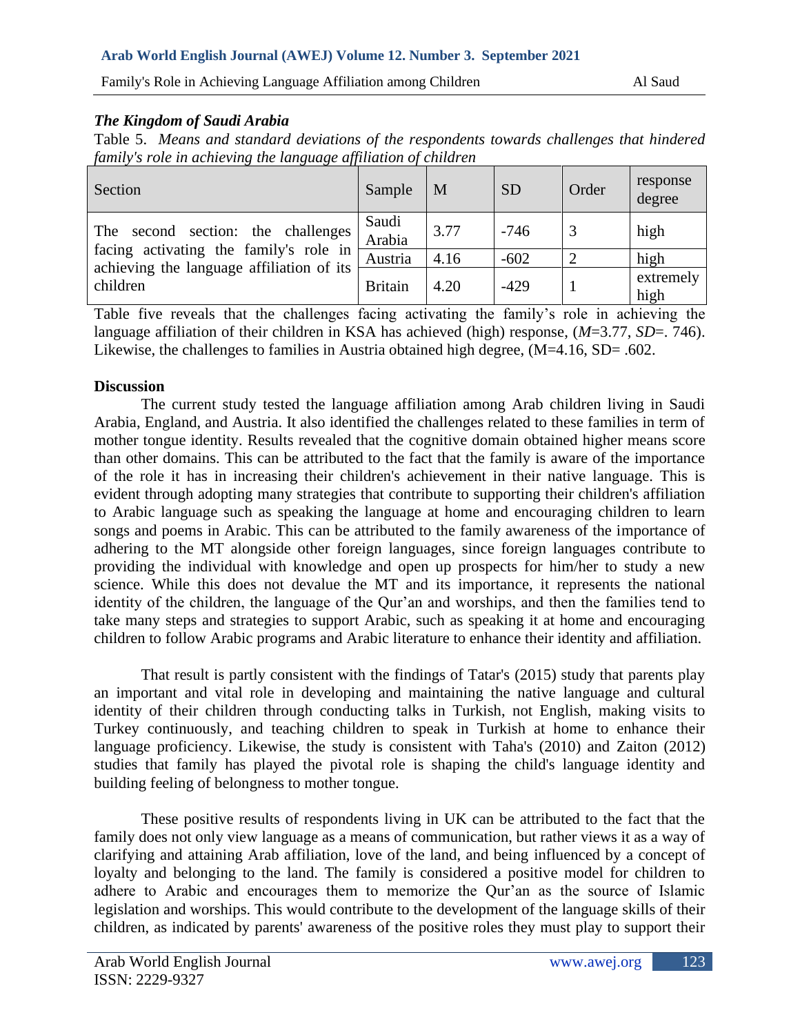### *The Kingdom of Saudi Arabia*

Table 5. *Means and standard deviations of the respondents towards challenges that hindered family's role in achieving the language affiliation of children*

| Section | Sample | M | SD | Order | response degree |
|---|---|---|---|---|---|
| The second section: the challenges facing activating the family's role in achieving the language affiliation of its children | Saudi Arabia | 3.77 | -746 | 3 | high |
| | Austria | 4.16 | -602 | 2 | high |
| | Britain | 4.20 | -429 | 1 | extremely high |

Table five reveals that the challenges facing activating the family's role in achieving the language affiliation of their children in KSA has achieved (high) response, (*M*=3.77, *SD*=. 746). Likewise, the challenges to families in Austria obtained high degree, (M=4.16, SD= .602.

**Discussion**

The current study tested the language affiliation among Arab children living in Saudi Arabia, England, and Austria. It also identified the challenges related to these families in term of mother tongue identity. Results revealed that the cognitive domain obtained higher means score than other domains. This can be attributed to the fact that the family is aware of the importance of the role it has in increasing their children's achievement in their native language. This is evident through adopting many strategies that contribute to supporting their children's affiliation to Arabic language such as speaking the language at home and encouraging children to learn songs and poems in Arabic. This can be attributed to the family awareness of the importance of adhering to the MT alongside other foreign languages, since foreign languages contribute to providing the individual with knowledge and open up prospects for him/her to study a new science. While this does not devalue the MT and its importance, it represents the national identity of the children, the language of the Qur'an and worships, and then the families tend to take many steps and strategies to support Arabic, such as speaking it at home and encouraging children to follow Arabic programs and Arabic literature to enhance their identity and affiliation.

That result is partly consistent with the findings of Tatar's (2015) study that parents play an important and vital role in developing and maintaining the native language and cultural identity of their children through conducting talks in Turkish, not English, making visits to Turkey continuously, and teaching children to speak in Turkish at home to enhance their language proficiency. Likewise, the study is consistent with Taha's (2010) and Zaiton (2012) studies that family has played the pivotal role is shaping the child's language identity and building feeling of belongness to mother tongue.

These positive results of respondents living in UK can be attributed to the fact that the family does not only view language as a means of communication, but rather views it as a way of clarifying and attaining Arab affiliation, love of the land, and being influenced by a concept of loyalty and belonging to the land. The family is considered a positive model for children to adhere to Arabic and encourages them to memorize the Qur'an as the source of Islamic legislation and worships. This would contribute to the development of the language skills of their children, as indicated by parents' awareness of the positive roles they must play to support their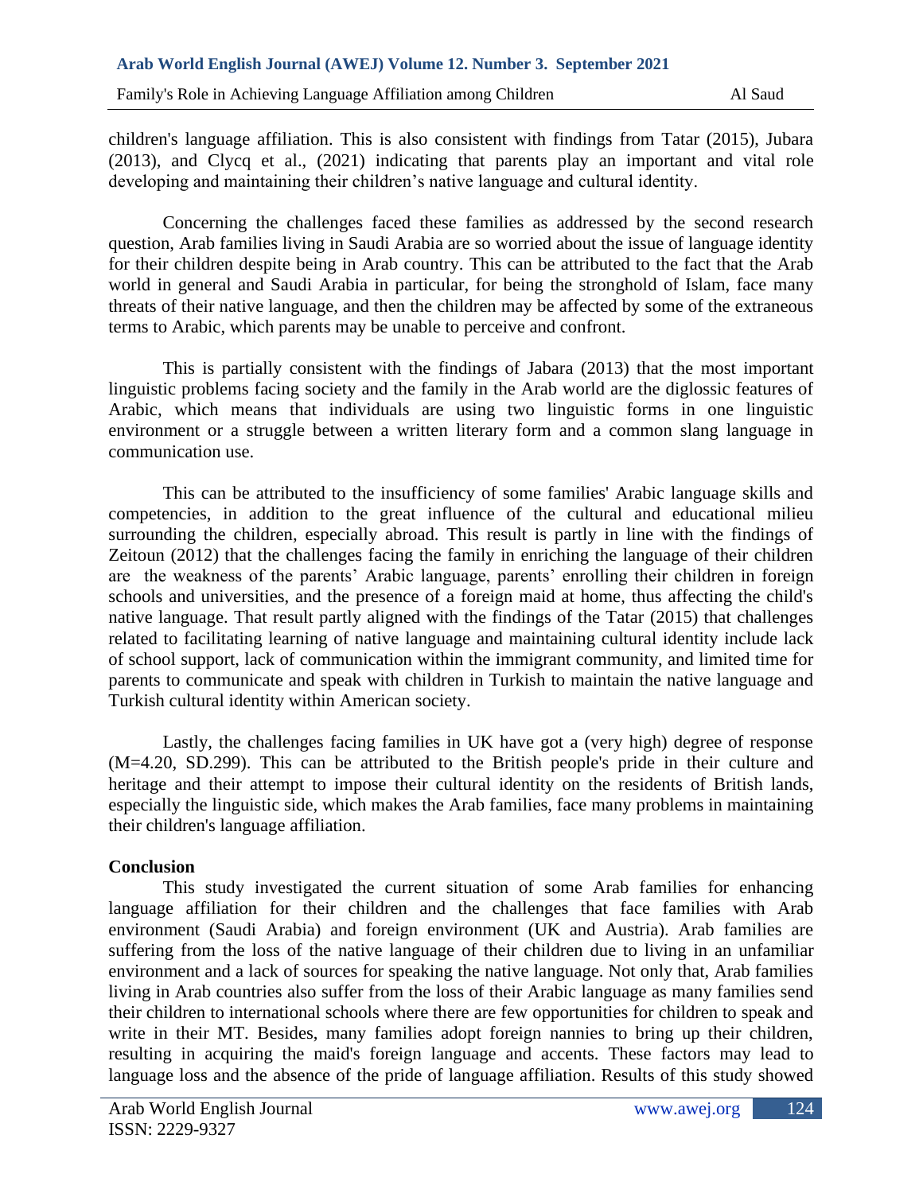children's language affiliation. This is also consistent with findings from Tatar (2015), Jubara (2013), and Clycq et al., (2021) indicating that parents play an important and vital role developing and maintaining their children's native language and cultural identity.

Concerning the challenges faced these families as addressed by the second research question, Arab families living in Saudi Arabia are so worried about the issue of language identity for their children despite being in Arab country. This can be attributed to the fact that the Arab world in general and Saudi Arabia in particular, for being the stronghold of Islam, face many threats of their native language, and then the children may be affected by some of the extraneous terms to Arabic, which parents may be unable to perceive and confront.

This is partially consistent with the findings of Jabara (2013) that the most important linguistic problems facing society and the family in the Arab world are the diglossic features of Arabic, which means that individuals are using two linguistic forms in one linguistic environment or a struggle between a written literary form and a common slang language in communication use.

This can be attributed to the insufficiency of some families' Arabic language skills and competencies, in addition to the great influence of the cultural and educational milieu surrounding the children, especially abroad. This result is partly in line with the findings of Zeitoun (2012) that the challenges facing the family in enriching the language of their children are the weakness of the parents' Arabic language, parents' enrolling their children in foreign schools and universities, and the presence of a foreign maid at home, thus affecting the child's native language. That result partly aligned with the findings of the Tatar (2015) that challenges related to facilitating learning of native language and maintaining cultural identity include lack of school support, lack of communication within the immigrant community, and limited time for parents to communicate and speak with children in Turkish to maintain the native language and Turkish cultural identity within American society.

Lastly, the challenges facing families in UK have got a (very high) degree of response (M=4.20, SD.299). This can be attributed to the British people's pride in their culture and heritage and their attempt to impose their cultural identity on the residents of British lands, especially the linguistic side, which makes the Arab families, face many problems in maintaining their children's language affiliation.

## Conclusion

This study investigated the current situation of some Arab families for enhancing language affiliation for their children and the challenges that face families with Arab environment (Saudi Arabia) and foreign environment (UK and Austria). Arab families are suffering from the loss of the native language of their children due to living in an unfamiliar environment and a lack of sources for speaking the native language. Not only that, Arab families living in Arab countries also suffer from the loss of their Arabic language as many families send their children to international schools where there are few opportunities for children to speak and write in their MT. Besides, many families adopt foreign nannies to bring up their children, resulting in acquiring the maid's foreign language and accents. These factors may lead to language loss and the absence of the pride of language affiliation. Results of this study showed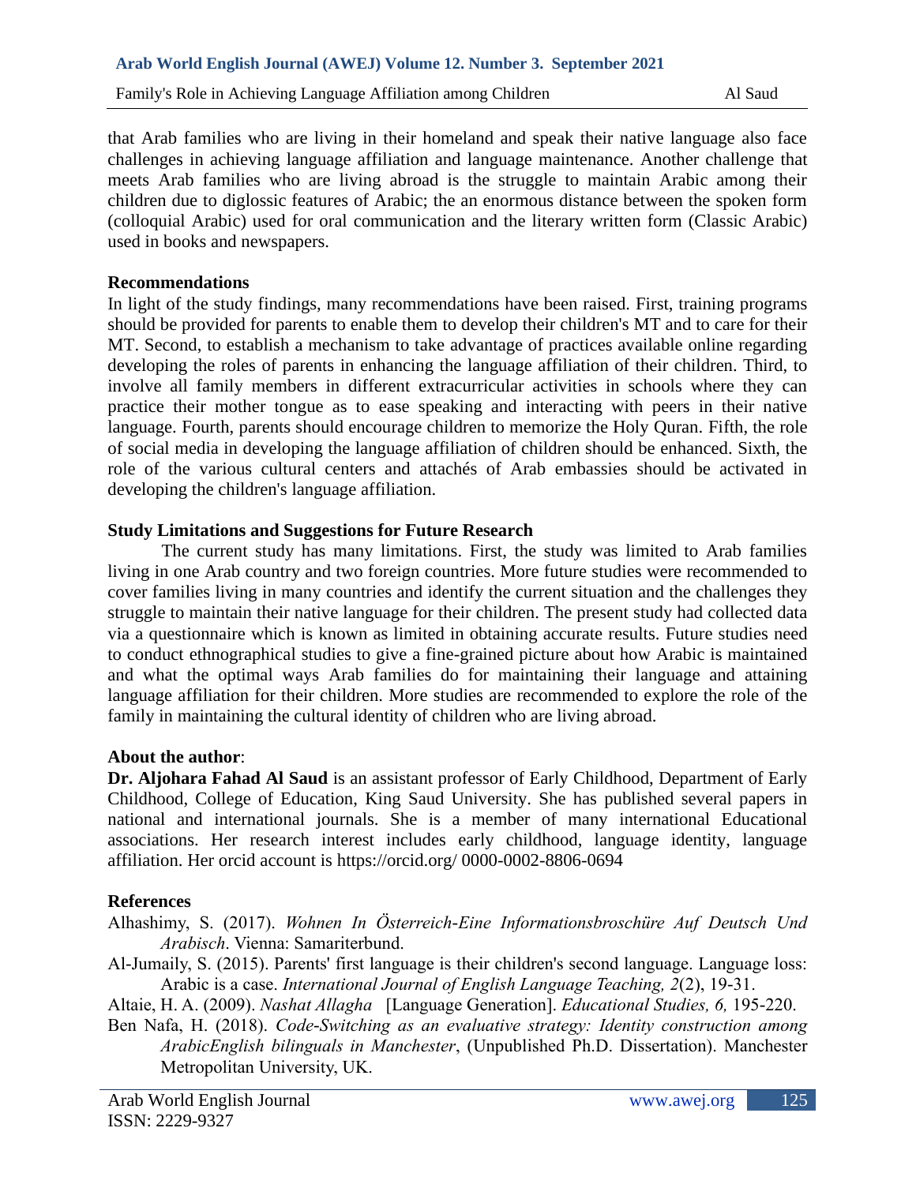that Arab families who are living in their homeland and speak their native language also face challenges in achieving language affiliation and language maintenance. Another challenge that meets Arab families who are living abroad is the struggle to maintain Arabic among their children due to diglossic features of Arabic; the an enormous distance between the spoken form (colloquial Arabic) used for oral communication and the literary written form (Classic Arabic) used in books and newspapers.

**Recommendations**

In light of the study findings, many recommendations have been raised. First, training programs should be provided for parents to enable them to develop their children's MT and to care for their MT. Second, to establish a mechanism to take advantage of practices available online regarding developing the roles of parents in enhancing the language affiliation of their children. Third, to involve all family members in different extracurricular activities in schools where they can practice their mother tongue as to ease speaking and interacting with peers in their native language. Fourth, parents should encourage children to memorize the Holy Quran. Fifth, the role of social media in developing the language affiliation of children should be enhanced. Sixth, the role of the various cultural centers and attachés of Arab embassies should be activated in developing the children's language affiliation.

**Study Limitations and Suggestions for Future Research**

The current study has many limitations. First, the study was limited to Arab families living in one Arab country and two foreign countries. More future studies were recommended to cover families living in many countries and identify the current situation and the challenges they struggle to maintain their native language for their children. The present study had collected data via a questionnaire which is known as limited in obtaining accurate results. Future studies need to conduct ethnographical studies to give a fine-grained picture about how Arabic is maintained and what the optimal ways Arab families do for maintaining their language and attaining language affiliation for their children. More studies are recommended to explore the role of the family in maintaining the cultural identity of children who are living abroad.

**About the author**:

**Dr. Aljohara Fahad Al Saud** is an assistant professor of Early Childhood, Department of Early Childhood, College of Education, King Saud University. She has published several papers in national and international journals. She is a member of many international Educational associations. Her research interest includes early childhood, language identity, language affiliation. Her orcid account is https://orcid.org/ 0000-0002-8806-0694

**References**

Alhashimy, S. (2017). *Wohnen In Österreich-Eine Informationsbroschüre Auf Deutsch Und Arabisch*. Vienna: Samariterbund.

Al-Jumaily, S. (2015). Parents' first language is their children's second language. Language loss: Arabic is a case. *International Journal of English Language Teaching, 2*(2), 19-31.

Altaie, H. A. (2009). *Nashat Allagha* [Language Generation]. *Educational Studies, 6,* 195-220.

Ben Nafa, H. (2018). *Code-Switching as an evaluative strategy: Identity construction among ArabicEnglish bilinguals in Manchester*, (Unpublished Ph.D. Dissertation). Manchester Metropolitan University, UK.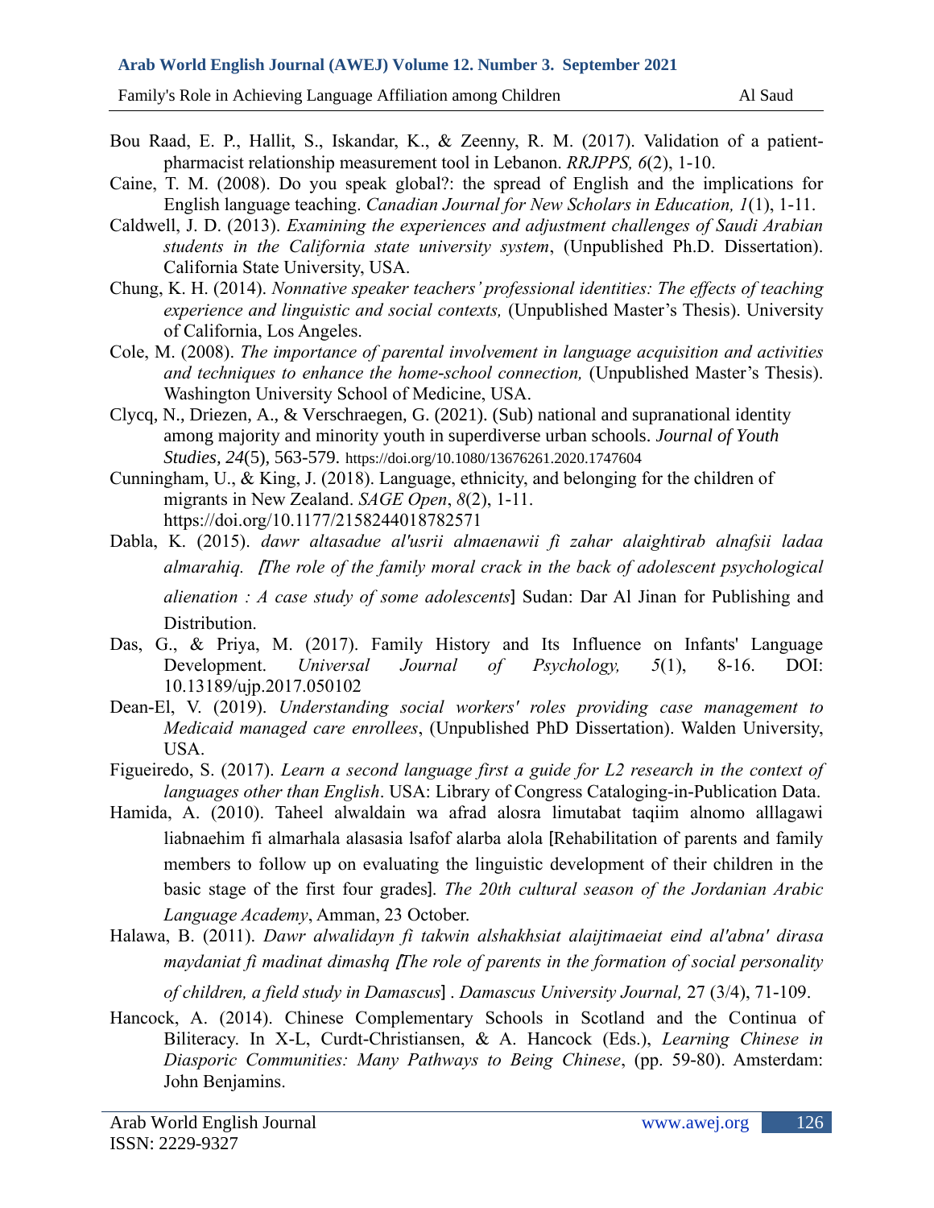Bou Raad, E. P., Hallit, S., Iskandar, K., & Zeenny, R. M. (2017). Validation of a patient-pharmacist relationship measurement tool in Lebanon. *RRJPPS, 6*(2), 1-10.

Caine, T. M. (2008). Do you speak global?: the spread of English and the implications for English language teaching. *Canadian Journal for New Scholars in Education, 1*(1), 1-11.

Caldwell, J. D. (2013). *Examining the experiences and adjustment challenges of Saudi Arabian students in the California state university system*, (Unpublished Ph.D. Dissertation). California State University, USA.

Chung, K. H. (2014). *Nonnative speaker teachers' professional identities: The effects of teaching experience and linguistic and social contexts,* (Unpublished Master's Thesis). University of California, Los Angeles.

Cole, M. (2008). *The importance of parental involvement in language acquisition and activities and techniques to enhance the home-school connection,* (Unpublished Master's Thesis). Washington University School of Medicine, USA.

Clycq, N., Driezen, A., & Verschraegen, G. (2021). (Sub) national and supranational identity among majority and minority youth in superdiverse urban schools. *Journal of Youth Studies, 24*(5), 563-579. https://doi.org/10.1080/13676261.2020.1747604

Cunningham, U., & King, J. (2018). Language, ethnicity, and belonging for the children of migrants in New Zealand. *SAGE Open*, *8*(2), 1-11. https://doi.org/10.1177/2158244018782571

Dabla, K. (2015). *dawr altasadue al'usrii almaenawii fi zahar alaightirab alnafsii ladaa almarahiq. [The role of the family moral crack in the back of adolescent psychological alienation : A case study of some adolescents*] Sudan: Dar Al Jinan for Publishing and Distribution.

Das, G., & Priya, M. (2017). Family History and Its Influence on Infants' Language Development. *Universal Journal of Psychology, 5*(1), 8-16. DOI: 10.13189/ujp.2017.050102

Dean-El, V. (2019). *Understanding social workers' roles providing case management to Medicaid managed care enrollees*, (Unpublished PhD Dissertation). Walden University, USA.

Figueiredo, S. (2017). *Learn a second language first a guide for L2 research in the context of languages other than English*. USA: Library of Congress Cataloging-in-Publication Data.

Hamida, A. (2010). Taheel alwaldain wa afrad alosra limutabat taqiim alnomo alllagawi liabnaehim fi almarhala alasasia lsafof alarba alola [Rehabilitation of parents and family members to follow up on evaluating the linguistic development of their children in the basic stage of the first four grades]. *The 20th cultural season of the Jordanian Arabic Language Academy*, Amman, 23 October.

Halawa, B. (2011). *Dawr alwalidayn fi takwin alshakhsiat alaijtimaeiat eind al'abna' dirasa maydaniat fi madinat dimashq [The role of parents in the formation of social personality of children, a field study in Damascus*] . *Damascus University Journal,* 27 (3/4), 71-109.

Hancock, A. (2014). Chinese Complementary Schools in Scotland and the Continua of Biliteracy. In X-L, Curdt-Christiansen, & A. Hancock (Eds.), *Learning Chinese in Diasporic Communities: Many Pathways to Being Chinese*, (pp. 59-80). Amsterdam: John Benjamins.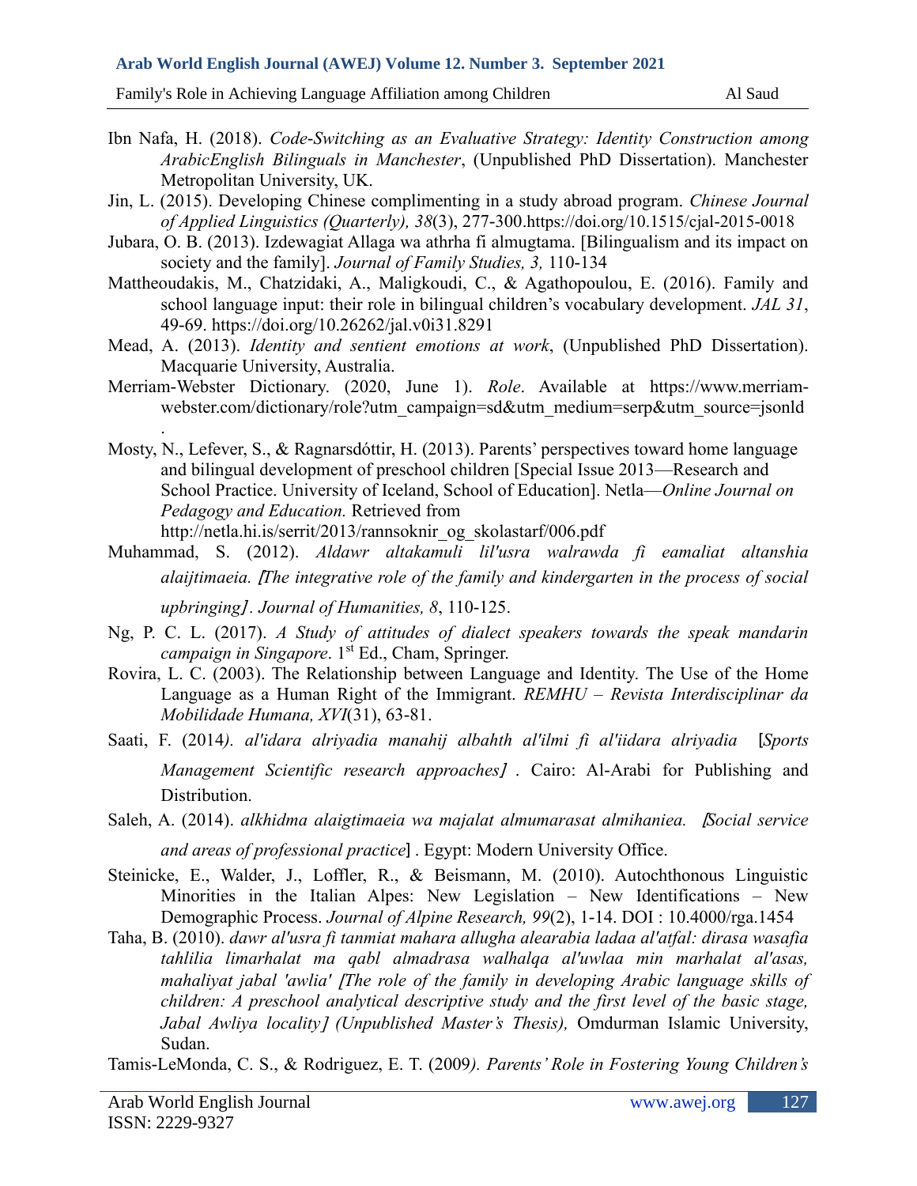Ibn Nafa, H. (2018). *Code-Switching as an Evaluative Strategy: Identity Construction among ArabicEnglish Bilinguals in Manchester*, (Unpublished PhD Dissertation). Manchester Metropolitan University, UK.

Jin, L. (2015). Developing Chinese complimenting in a study abroad program. *Chinese Journal of Applied Linguistics (Quarterly), 38*(3), 277-300.https://doi.org/10.1515/cjal-2015-0018

Jubara, O. B. (2013). Izdewagiat Allaga wa athrha fi almugtama. [Bilingualism and its impact on society and the family]. *Journal of Family Studies, 3,* 110-134

Mattheoudakis, M., Chatzidaki, A., Maligkoudi, C., & Agathopoulou, E. (2016). Family and school language input: their role in bilingual children's vocabulary development. *JAL 31*, 49-69. https://doi.org/10.26262/jal.v0i31.8291

Mead, A. (2013). *Identity and sentient emotions at work*, (Unpublished PhD Dissertation). Macquarie University, Australia.

Merriam-Webster Dictionary. (2020, June 1). *Role*. Available at https://www.merriam-webster.com/dictionary/role?utm_campaign=sd&utm_medium=serp&utm_source=jsonld .

Mosty, N., Lefever, S., & Ragnarsdóttir, H. (2013). Parents' perspectives toward home language and bilingual development of preschool children [Special Issue 2013—Research and School Practice. University of Iceland, School of Education]. Netla—*Online Journal on Pedagogy and Education.* Retrieved from http://netla.hi.is/serrit/2013/rannsoknir_og_skolastarf/006.pdf

Muhammad, S. (2012). *Aldawr altakamuli lil'usra walrawda fi eamaliat altanshia alaijtimaeia. [The integrative role of the family and kindergarten in the process of social upbringing]*. *Journal of Humanities, 8*, 110-125.

Ng, P. C. L. (2017). *A Study of attitudes of dialect speakers towards the speak mandarin campaign in Singapore*. 1st Ed., Cham, Springer.

Rovira, L. C. (2003). The Relationship between Language and Identity. The Use of the Home Language as a Human Right of the Immigrant. *REMHU – Revista Interdisciplinar da Mobilidade Humana, XVI*(31), 63-81.

Saati, F. (2014*). al'idara alriyadia manahij albahth al'ilmi fi al'iidara alriyadia* [*Sports Management Scientific research approaches]* . Cairo: Al-Arabi for Publishing and Distribution.

Saleh, A. (2014). *alkhidma alaigtimaeia wa majalat almumarasat almihaniea. [Social service and areas of professional practice*] . Egypt: Modern University Office.

Steinicke, E., Walder, J., Loffler, R., & Beismann, M. (2010). Autochthonous Linguistic Minorities in the Italian Alpes: New Legislation – New Identifications – New Demographic Process. *Journal of Alpine Research, 99*(2), 1-14. DOI : 10.4000/rga.1454

Taha, B. (2010). *dawr al'usra fi tanmiat mahara allugha alearabia ladaa al'atfal: dirasa wasafia tahlilia limarhalat ma qabl almadrasa walhalqa al'uwlaa min marhalat al'asas, mahaliyat jabal 'awlia' [The role of the family in developing Arabic language skills of children: A preschool analytical descriptive study and the first level of the basic stage, Jabal Awliya locality] (Unpublished Master's Thesis),* Omdurman Islamic University, Sudan.

Tamis-LeMonda, C. S., & Rodriguez, E. T. (2009*). Parents' Role in Fostering Young Children's*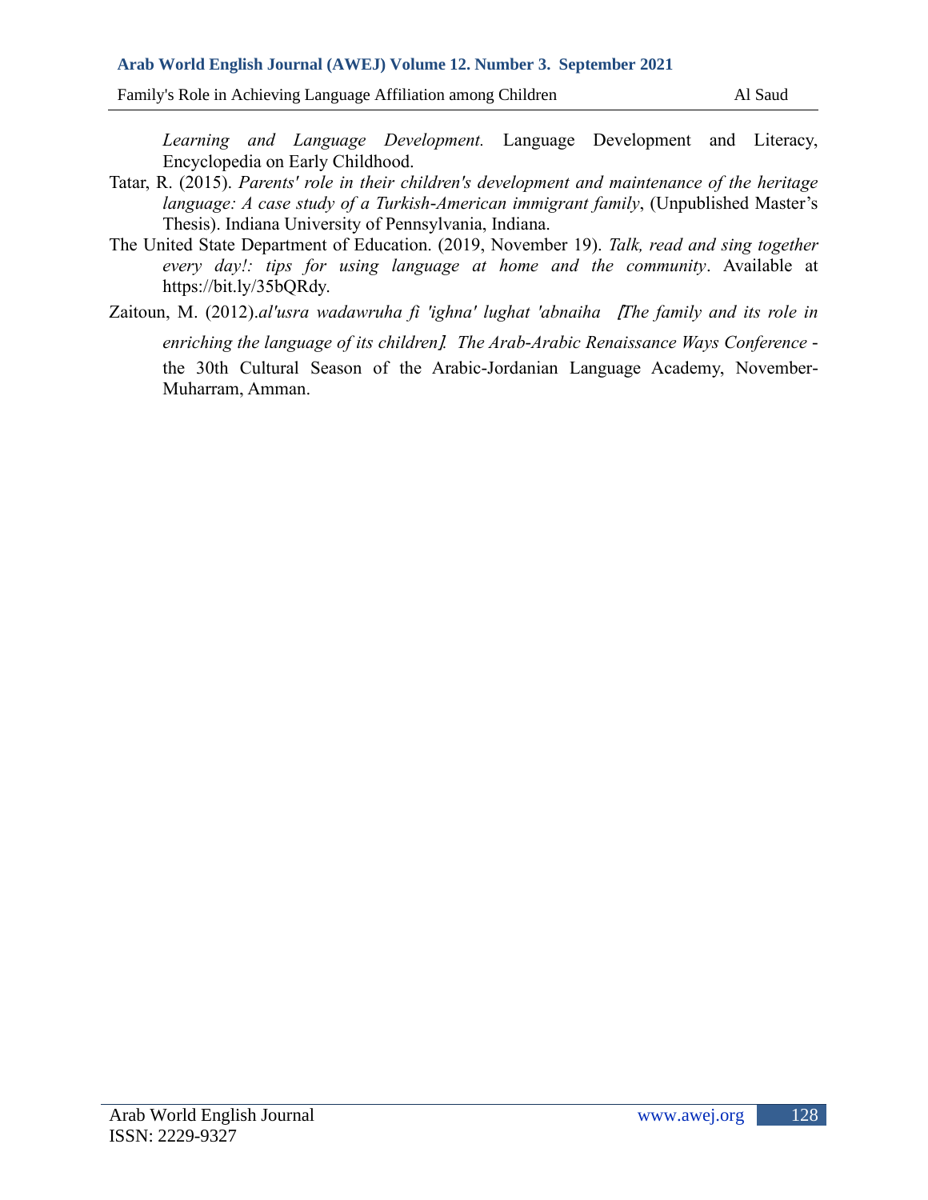*Learning and Language Development.* Language Development and Literacy, Encyclopedia on Early Childhood.

Tatar, R. (2015). *Parents' role in their children's development and maintenance of the heritage language: A case study of a Turkish-American immigrant family*, (Unpublished Master's Thesis). Indiana University of Pennsylvania, Indiana.

The United State Department of Education. (2019, November 19). *Talk, read and sing together every day!: tips for using language at home and the community*. Available at https://bit.ly/35bQRdy.

Zaitoun, M. (2012).*al'usra wadawruha fi 'ighna' lughat 'abnaiha [The family and its role in enriching the language of its children]. The Arab-Arabic Renaissance Ways Conference* - the 30th Cultural Season of the Arabic-Jordanian Language Academy, November-Muharram, Amman.